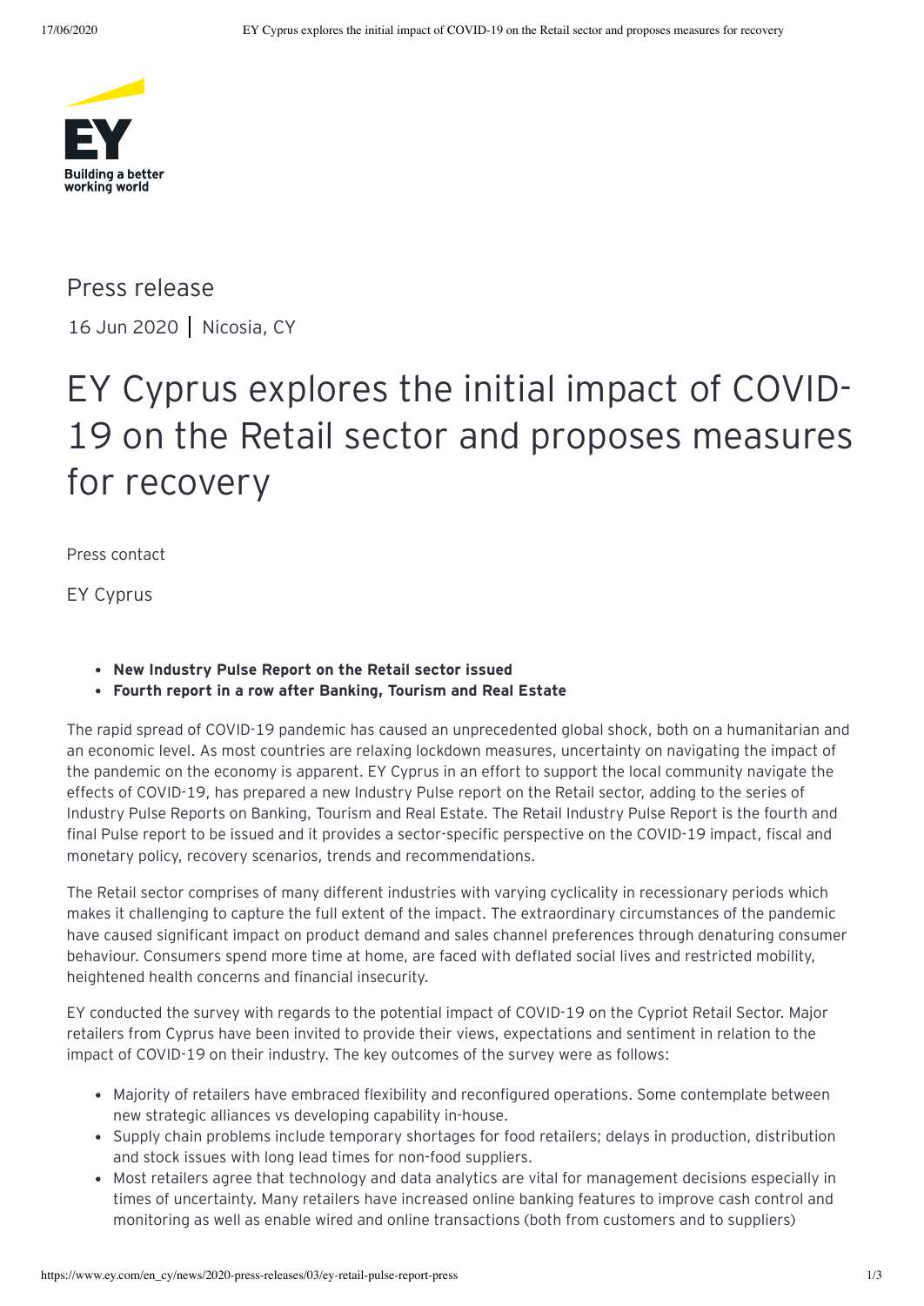Press release

16 Jun 2020 | Nicosia, CY

# EY Cyprus explores the initial impact of COVID-19 on the Retail sector and proposes measures for recovery

Press contact

EY Cyprus

- **New Industry Pulse Report on the Retail sector issued**
- **Fourth report in a row after Banking, Tourism and Real Estate**

The rapid spread of COVID-19 pandemic has caused an unprecedented global shock, both on a humanitarian and an economic level. As most countries are relaxing lockdown measures, uncertainty on navigating the impact of the pandemic on the economy is apparent. EY Cyprus in an effort to support the local community navigate the effects of COVID-19, has prepared a new Industry Pulse report on the Retail sector, adding to the series of Industry Pulse Reports on Banking, Tourism and Real Estate. The Retail Industry Pulse Report is the fourth and final Pulse report to be issued and it provides a sector-specific perspective on the COVID-19 impact, fiscal and monetary policy, recovery scenarios, trends and recommendations.

The Retail sector comprises of many different industries with varying cyclicality in recessionary periods which makes it challenging to capture the full extent of the impact. The extraordinary circumstances of the pandemic have caused significant impact on product demand and sales channel preferences through denaturing consumer behaviour. Consumers spend more time at home, are faced with deflated social lives and restricted mobility, heightened health concerns and financial insecurity.

EY conducted the survey with regards to the potential impact of COVID-19 on the Cypriot Retail Sector. Major retailers from Cyprus have been invited to provide their views, expectations and sentiment in relation to the impact of COVID-19 on their industry. The key outcomes of the survey were as follows:

- Majority of retailers have embraced flexibility and reconfigured operations. Some contemplate between new strategic alliances vs developing capability in-house.
- Supply chain problems include temporary shortages for food retailers; delays in production, distribution and stock issues with long lead times for non-food suppliers.
- Most retailers agree that technology and data analytics are vital for management decisions especially in times of uncertainty. Many retailers have increased online banking features to improve cash control and monitoring as well as enable wired and online transactions (both from customers and to suppliers)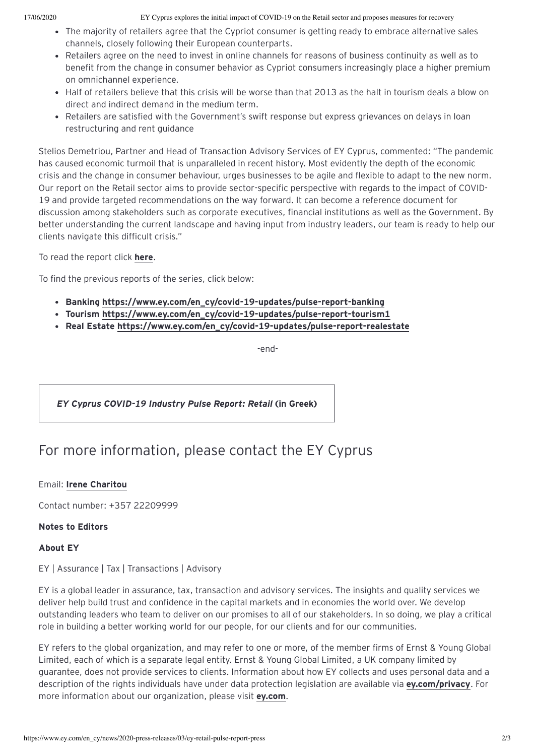- The majority of retailers agree that the Cypriot consumer is getting ready to embrace alternative sales channels, closely following their European counterparts.
- Retailers agree on the need to invest in online channels for reasons of business continuity as well as to benefit from the change in consumer behavior as Cypriot consumers increasingly place a higher premium on omnichannel experience.
- Half of retailers believe that this crisis will be worse than that 2013 as the halt in tourism deals a blow on direct and indirect demand in the medium term.
- Retailers are satisfied with the Government's swift response but express grievances on delays in loan restructuring and rent guidance

Stelios Demetriou, Partner and Head of Transaction Advisory Services of EY Cyprus, commented: "The pandemic has caused economic turmoil that is unparalleled in recent history. Most evidently the depth of the economic crisis and the change in consumer behaviour, urges businesses to be agile and flexible to adapt to the new norm. Our report on the Retail sector aims to provide sector-specific perspective with regards to the impact of COVID-19 and provide targeted recommendations on the way forward. It can become a reference document for discussion among stakeholders such as corporate executives, financial institutions as well as the Government. By better understanding the current landscape and having input from industry leaders, our team is ready to help our clients navigate this difficult crisis."

To read the report click **here**.

To find the previous reports of the series, click below:

- **Banking https://www.ey.com/en_cy/covid-19-updates/pulse-report-banking**
- **Tourism https://www.ey.com/en_cy/covid-19-updates/pulse-report-tourism1**
- **Real Estate https://www.ey.com/en_cy/covid-19-updates/pulse-report-realestate**

-end-

***EY Cyprus COVID-19 Industry Pulse Report: Retail* (in Greek)**

## For more information, please contact the EY Cyprus

Email: **Irene Charitou**

Contact number: +357 22209999

**Notes to Editors**

**About EY**

EY | Assurance | Tax | Transactions | Advisory

EY is a global leader in assurance, tax, transaction and advisory services. The insights and quality services we deliver help build trust and confidence in the capital markets and in economies the world over. We develop outstanding leaders who team to deliver on our promises to all of our stakeholders. In so doing, we play a critical role in building a better working world for our people, for our clients and for our communities.

EY refers to the global organization, and may refer to one or more, of the member firms of Ernst & Young Global Limited, each of which is a separate legal entity. Ernst & Young Global Limited, a UK company limited by guarantee, does not provide services to clients. Information about how EY collects and uses personal data and a description of the rights individuals have under data protection legislation are available via **ey.com/privacy**. For more information about our organization, please visit **ey.com**.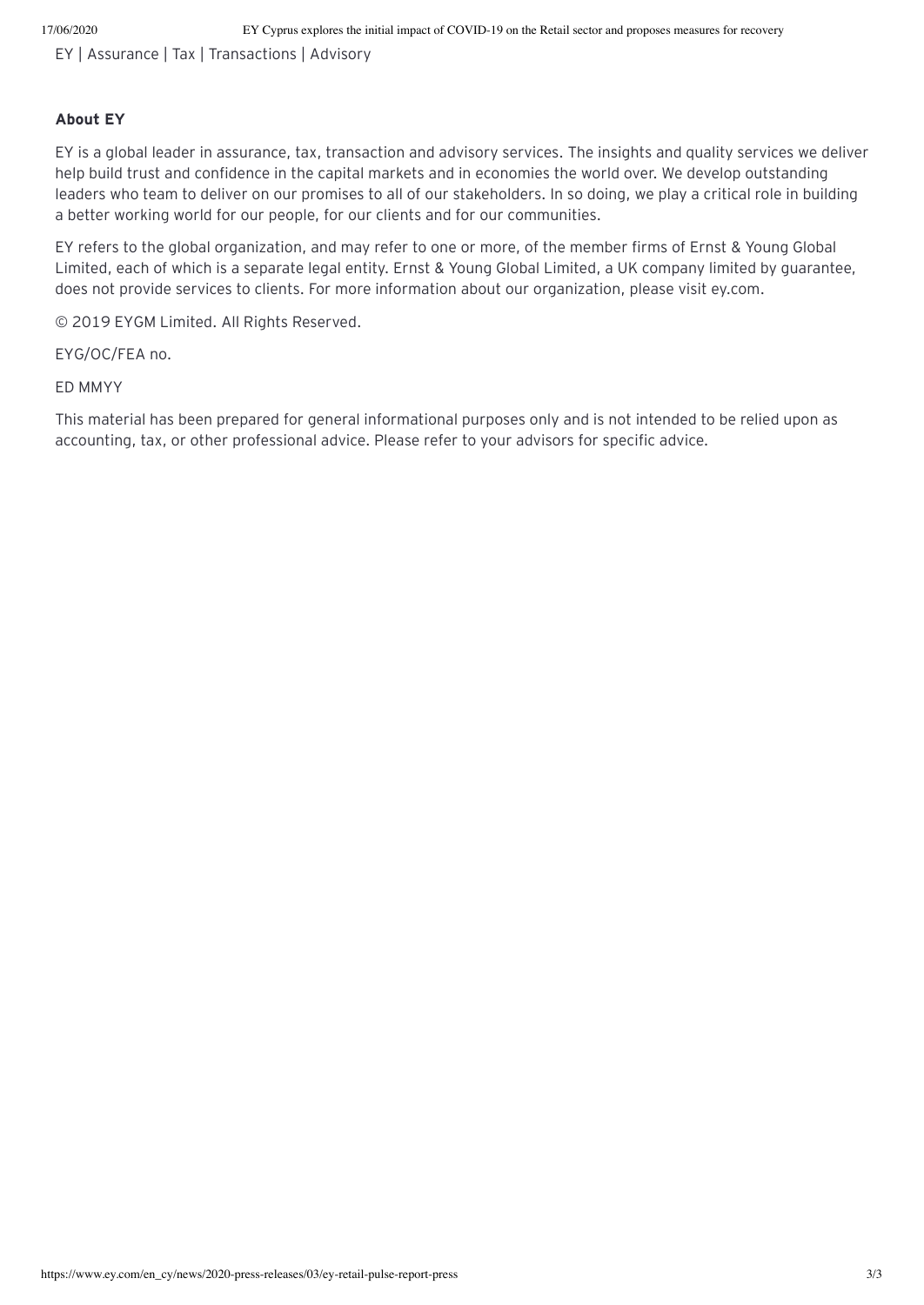EY | Assurance | Tax | Transactions | Advisory

**About EY**

EY is a global leader in assurance, tax, transaction and advisory services. The insights and quality services we deliver help build trust and confidence in the capital markets and in economies the world over. We develop outstanding leaders who team to deliver on our promises to all of our stakeholders. In so doing, we play a critical role in building a better working world for our people, for our clients and for our communities.

EY refers to the global organization, and may refer to one or more, of the member firms of Ernst & Young Global Limited, each of which is a separate legal entity. Ernst & Young Global Limited, a UK company limited by guarantee, does not provide services to clients. For more information about our organization, please visit ey.com.

© 2019 EYGM Limited. All Rights Reserved.

EYG/OC/FEA no.

ED MMYY

This material has been prepared for general informational purposes only and is not intended to be relied upon as accounting, tax, or other professional advice. Please refer to your advisors for specific advice.